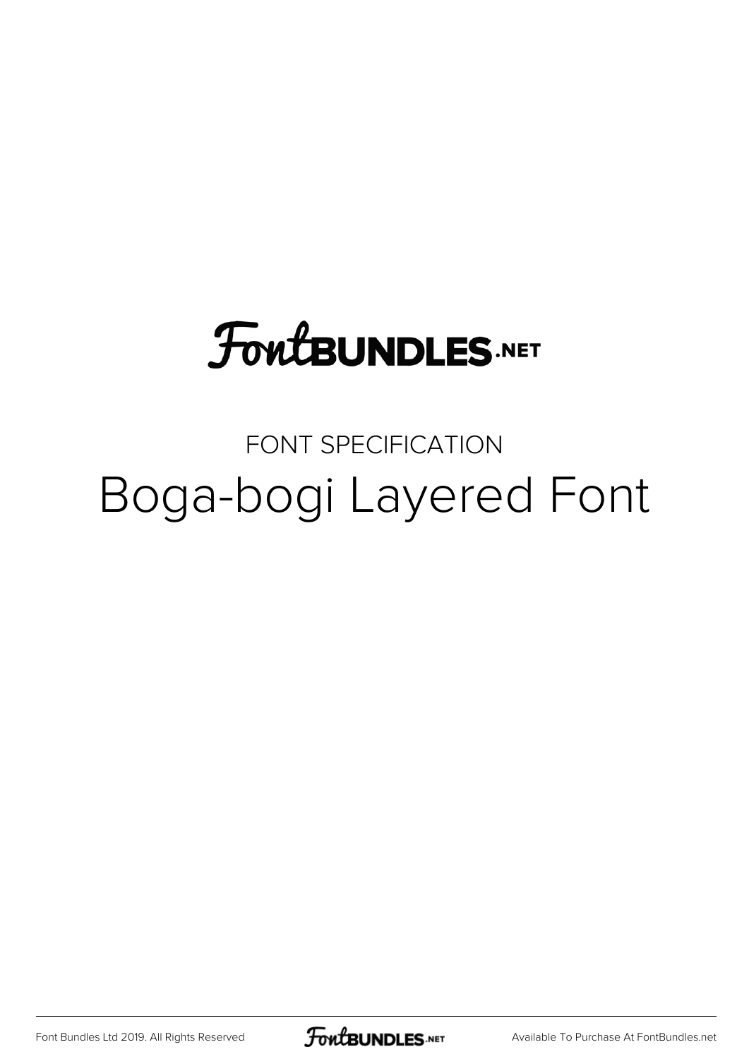# FontBUNDLES.NET

FONT SPECIFICATION

## Boga-bogi Layered Font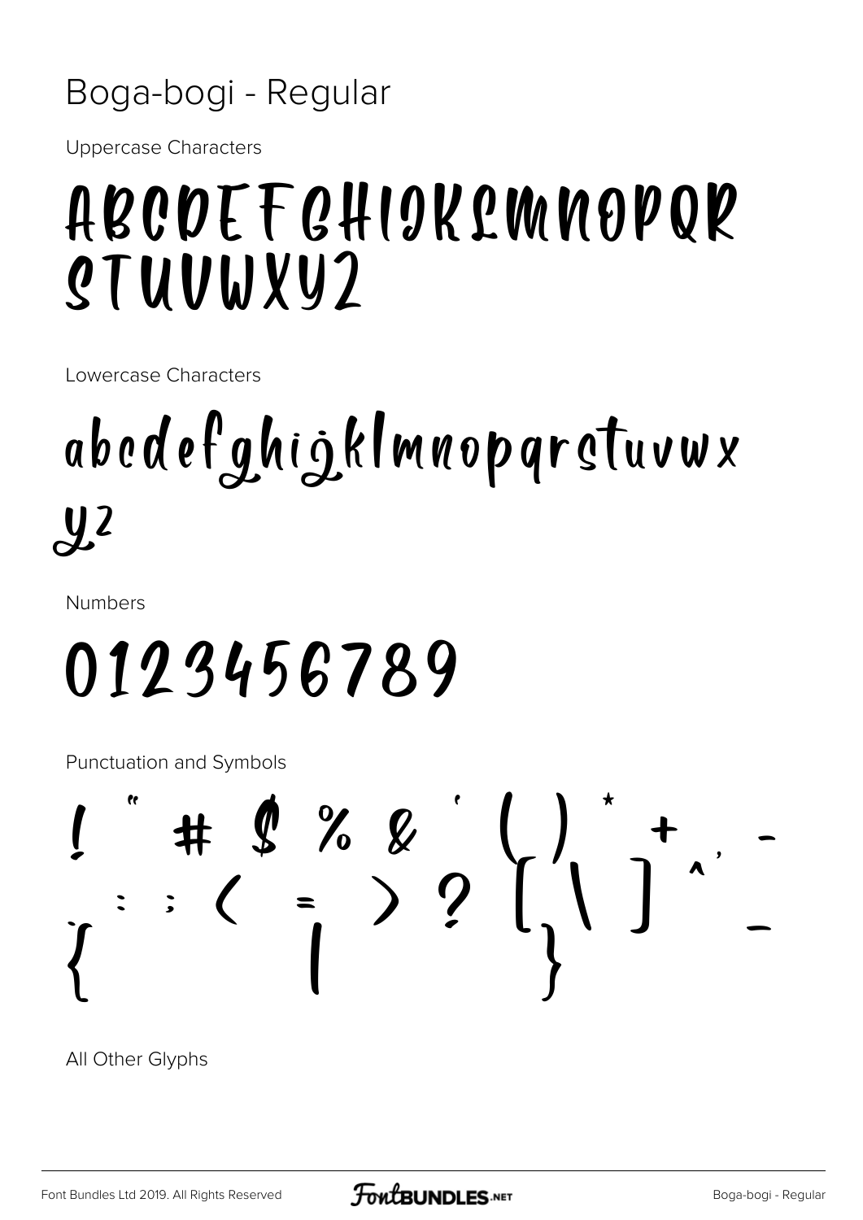# Boga-bogi - Regular

Uppercase Characters

ABCDEFGHIJKLMNOPQR
STUVWXYZ

Lowercase Characters

abcdefghijklmnopqrstuvwx
yz

Numbers

0123456789

Punctuation and Symbols

! " # $ % & ' ( ) * + , -
. : ; < = > ? [ \ ] ^ _
` { | }

All Other Glyphs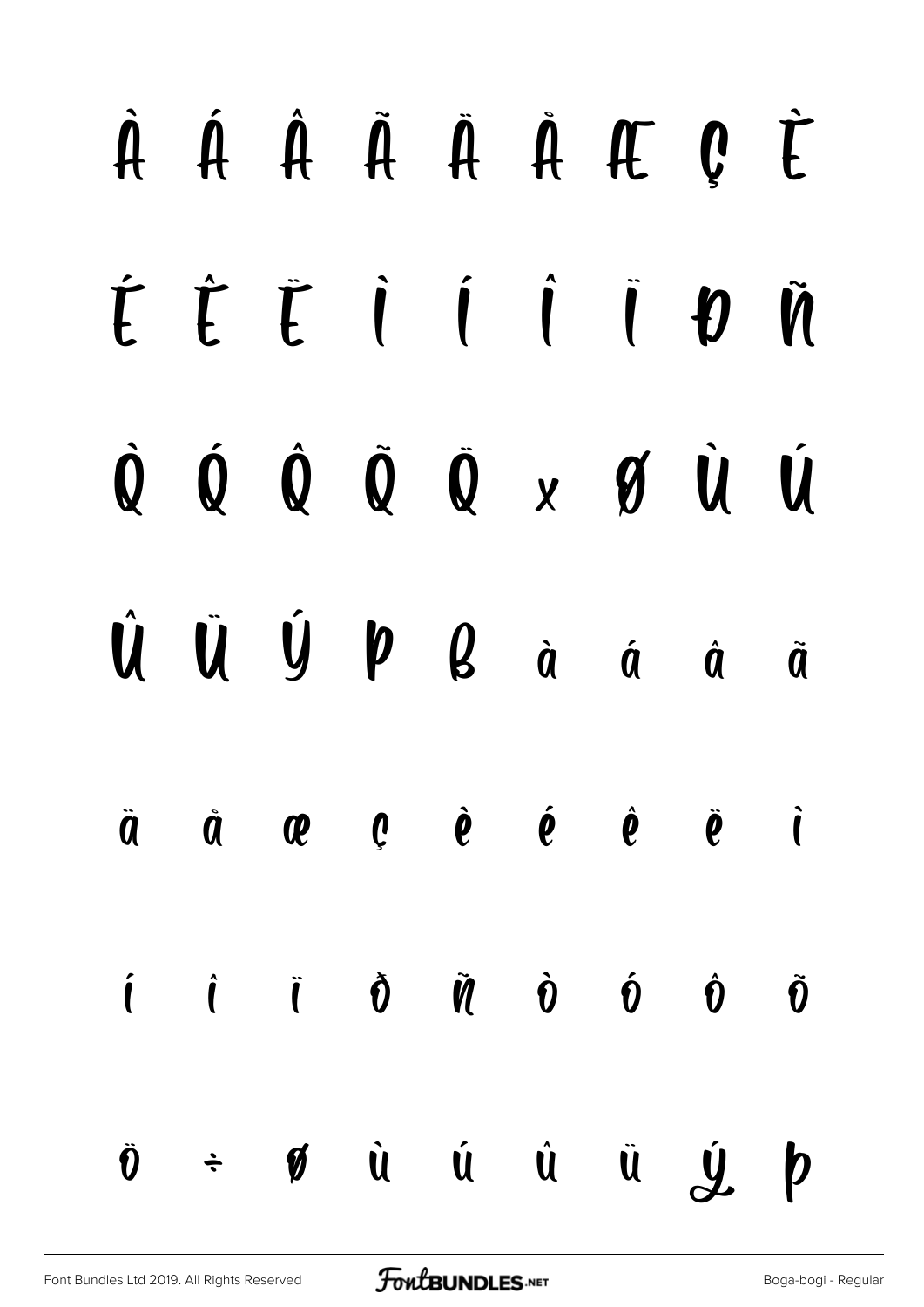À Á Â Ã Ä Å Æ Ç È

É Ê Ë Ì Í Î Ï Ð Ñ

Ò Ó Ô Õ Ö × Ø Ù Ú

Û Ü Ý Þ ß à á â ã

ä å æ ç è é ê ë ì

í î ï ð ñ ò ó ô õ

ö ÷ ø ù ú û ü ý þ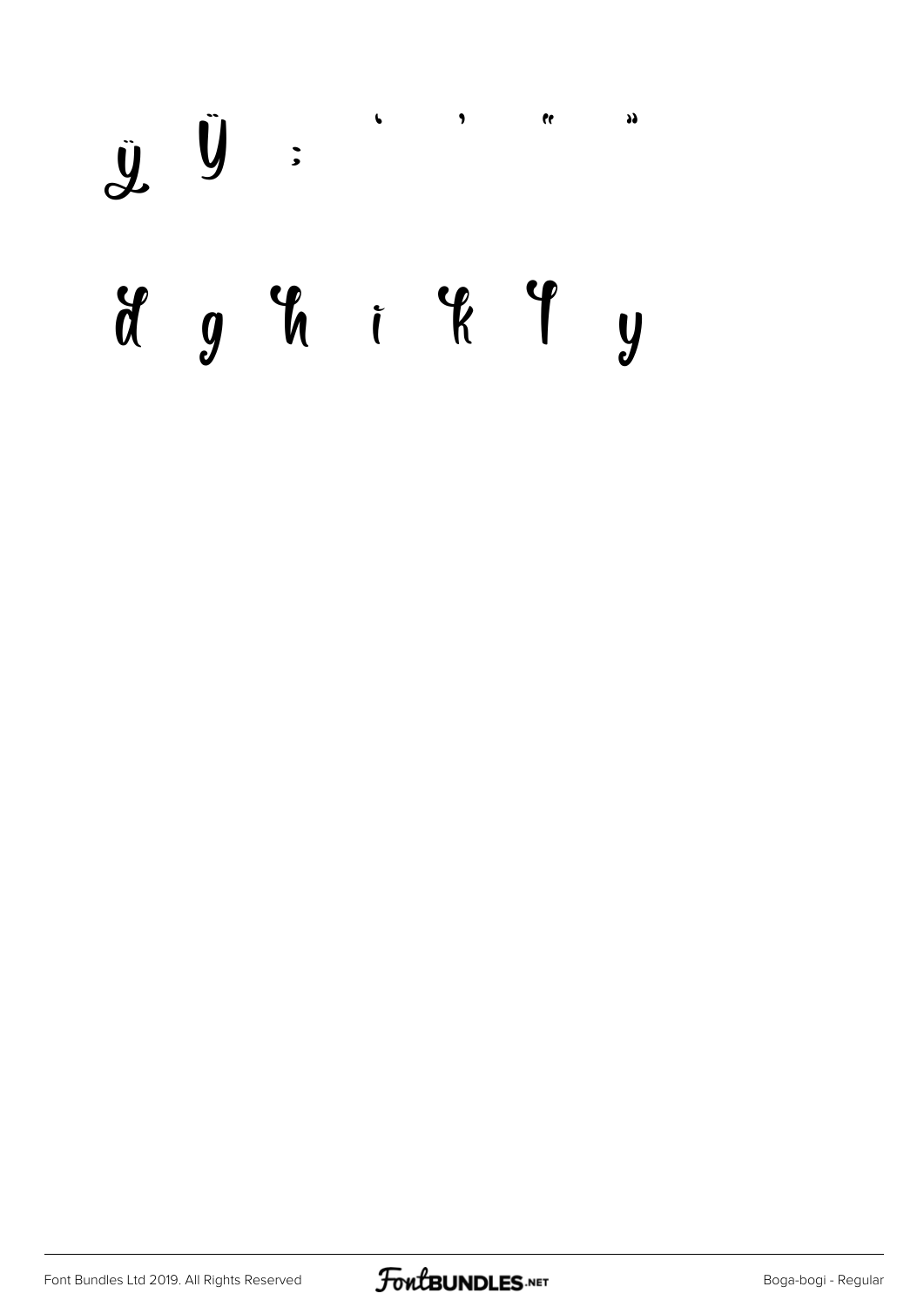ÿ Ÿ ; ' ' " "

d g h i k l y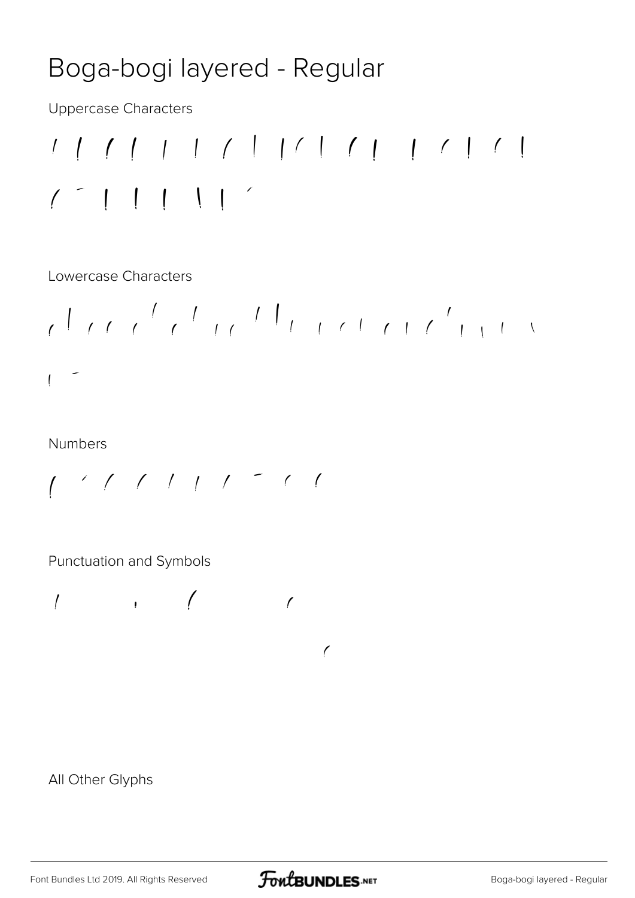# Boga-bogi layered - Regular

Uppercase Characters

/ / ( / | | ( | |( | ( | | ( | ( |

( ‾ | | | \ | ´

Lowercase Characters

( | ( ( ( ( ( ( ( ( / | ( ( ( | ( | ( ( | | | | \

| ‾

Numbers

( ´ / / / / / ‾ ( (

Punctuation and Symbols

/ , ( (

(

All Other Glyphs